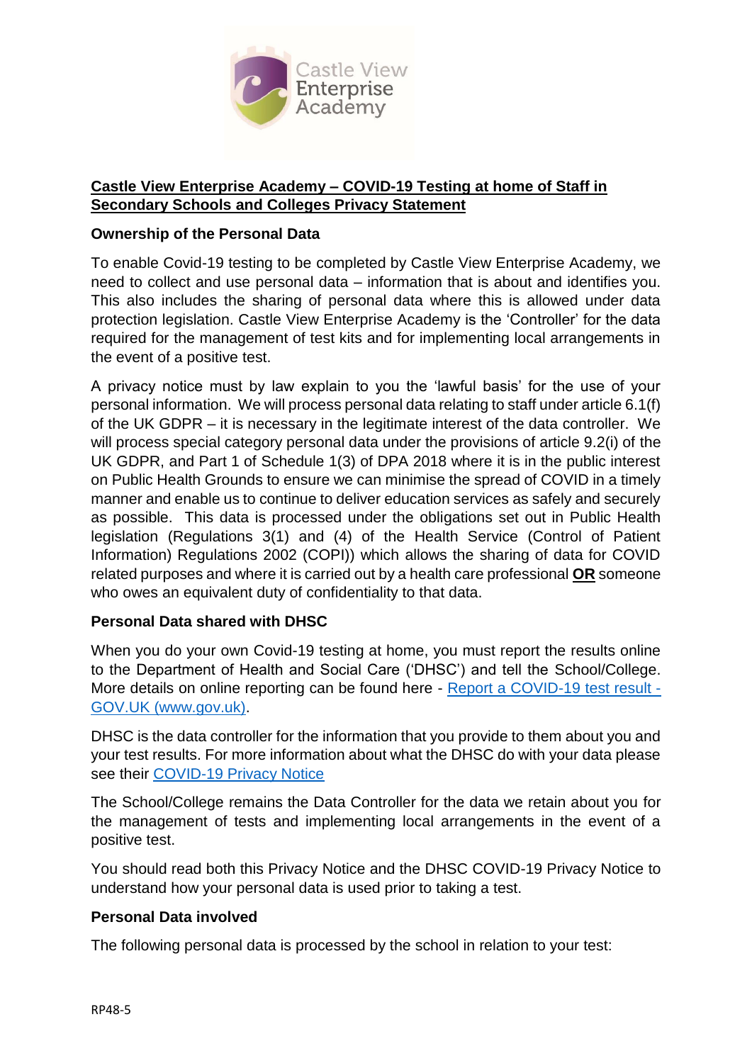**Castle View Enterprise Academy – COVID-19 Testing at home of Staff in Secondary Schools and Colleges Privacy Statement**

**Ownership of the Personal Data**

To enable Covid-19 testing to be completed by Castle View Enterprise Academy, we need to collect and use personal data – information that is about and identifies you. This also includes the sharing of personal data where this is allowed under data protection legislation. Castle View Enterprise Academy is the 'Controller' for the data required for the management of test kits and for implementing local arrangements in the event of a positive test.

A privacy notice must by law explain to you the 'lawful basis' for the use of your personal information. We will process personal data relating to staff under article 6.1(f) of the UK GDPR – it is necessary in the legitimate interest of the data controller. We will process special category personal data under the provisions of article 9.2(i) of the UK GDPR, and Part 1 of Schedule 1(3) of DPA 2018 where it is in the public interest on Public Health Grounds to ensure we can minimise the spread of COVID in a timely manner and enable us to continue to deliver education services as safely and securely as possible. This data is processed under the obligations set out in Public Health legislation (Regulations 3(1) and (4) of the Health Service (Control of Patient Information) Regulations 2002 (COPI)) which allows the sharing of data for COVID related purposes and where it is carried out by a health care professional **OR** someone who owes an equivalent duty of confidentiality to that data.

**Personal Data shared with DHSC**

When you do your own Covid-19 testing at home, you must report the results online to the Department of Health and Social Care ('DHSC') and tell the School/College. More details on online reporting can be found here - Report a COVID-19 test result - GOV.UK (www.gov.uk).

DHSC is the data controller for the information that you provide to them about you and your test results. For more information about what the DHSC do with your data please see their COVID-19 Privacy Notice

The School/College remains the Data Controller for the data we retain about you for the management of tests and implementing local arrangements in the event of a positive test.

You should read both this Privacy Notice and the DHSC COVID-19 Privacy Notice to understand how your personal data is used prior to taking a test.

**Personal Data involved**

The following personal data is processed by the school in relation to your test: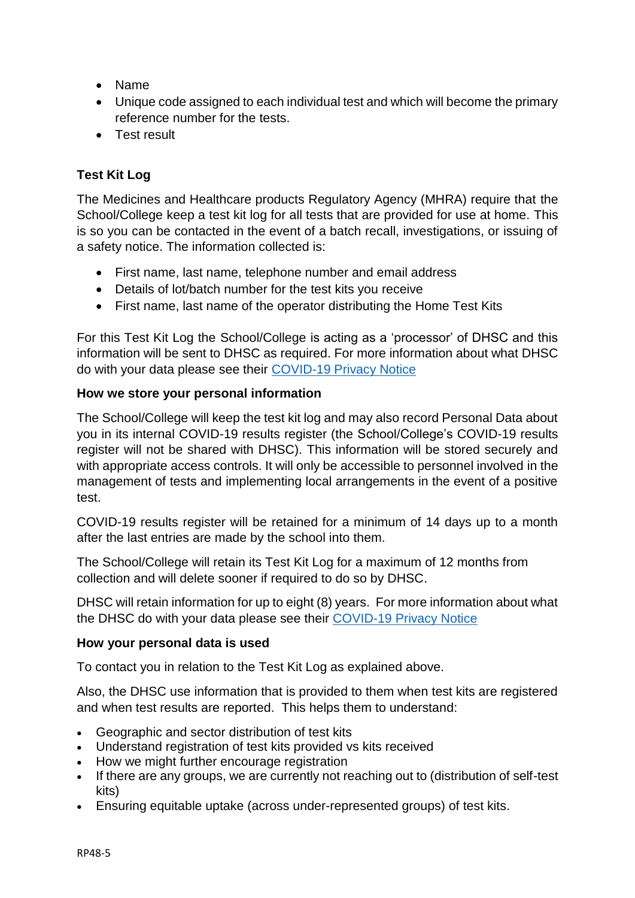- Name
- Unique code assigned to each individual test and which will become the primary reference number for the tests.
- Test result

**Test Kit Log**

The Medicines and Healthcare products Regulatory Agency (MHRA) require that the School/College keep a test kit log for all tests that are provided for use at home. This is so you can be contacted in the event of a batch recall, investigations, or issuing of a safety notice. The information collected is:

- First name, last name, telephone number and email address
- Details of lot/batch number for the test kits you receive
- First name, last name of the operator distributing the Home Test Kits

For this Test Kit Log the School/College is acting as a 'processor' of DHSC and this information will be sent to DHSC as required. For more information about what DHSC do with your data please see their [COVID-19 Privacy Notice]

**How we store your personal information**

The School/College will keep the test kit log and may also record Personal Data about you in its internal COVID-19 results register (the School/College's COVID-19 results register will not be shared with DHSC). This information will be stored securely and with appropriate access controls. It will only be accessible to personnel involved in the management of tests and implementing local arrangements in the event of a positive test.

COVID-19 results register will be retained for a minimum of 14 days up to a month after the last entries are made by the school into them.

The School/College will retain its Test Kit Log for a maximum of 12 months from collection and will delete sooner if required to do so by DHSC.

DHSC will retain information for up to eight (8) years. For more information about what the DHSC do with your data please see their [COVID-19 Privacy Notice]

**How your personal data is used**

To contact you in relation to the Test Kit Log as explained above.

Also, the DHSC use information that is provided to them when test kits are registered and when test results are reported. This helps them to understand:

- Geographic and sector distribution of test kits
- Understand registration of test kits provided vs kits received
- How we might further encourage registration
- If there are any groups, we are currently not reaching out to (distribution of self-test kits)
- Ensuring equitable uptake (across under-represented groups) of test kits.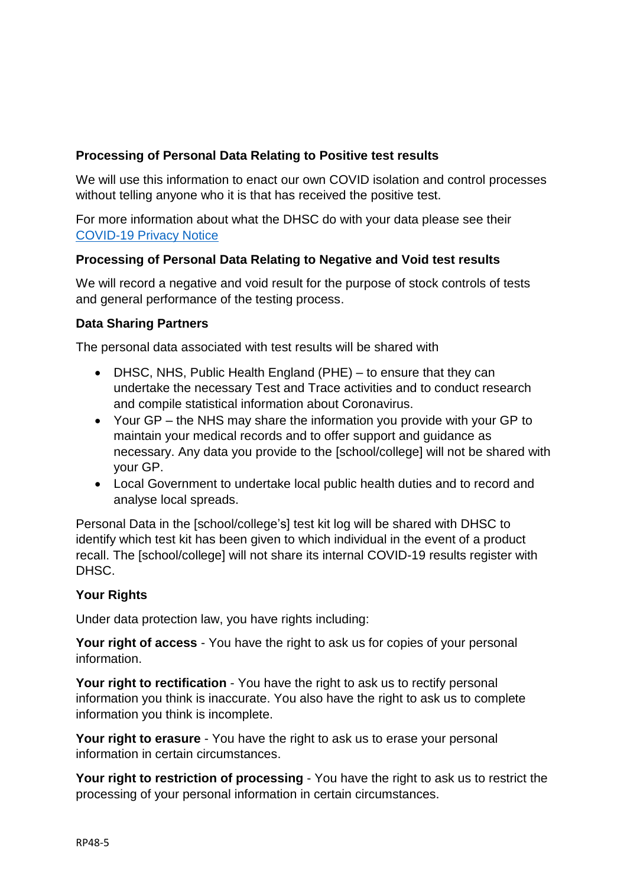**Processing of Personal Data Relating to Positive test results**

We will use this information to enact our own COVID isolation and control processes without telling anyone who it is that has received the positive test.

For more information about what the DHSC do with your data please see their [COVID-19 Privacy Notice](#)

**Processing of Personal Data Relating to Negative and Void test results**

We will record a negative and void result for the purpose of stock controls of tests and general performance of the testing process.

**Data Sharing Partners**

The personal data associated with test results will be shared with

- DHSC, NHS, Public Health England (PHE) – to ensure that they can undertake the necessary Test and Trace activities and to conduct research and compile statistical information about Coronavirus.
- Your GP – the NHS may share the information you provide with your GP to maintain your medical records and to offer support and guidance as necessary. Any data you provide to the [school/college] will not be shared with your GP.
- Local Government to undertake local public health duties and to record and analyse local spreads.

Personal Data in the [school/college's] test kit log will be shared with DHSC to identify which test kit has been given to which individual in the event of a product recall. The [school/college] will not share its internal COVID-19 results register with DHSC.

**Your Rights**

Under data protection law, you have rights including:

**Your right of access** - You have the right to ask us for copies of your personal information.

**Your right to rectification** - You have the right to ask us to rectify personal information you think is inaccurate. You also have the right to ask us to complete information you think is incomplete.

**Your right to erasure** - You have the right to ask us to erase your personal information in certain circumstances.

**Your right to restriction of processing** - You have the right to ask us to restrict the processing of your personal information in certain circumstances.

RP48-5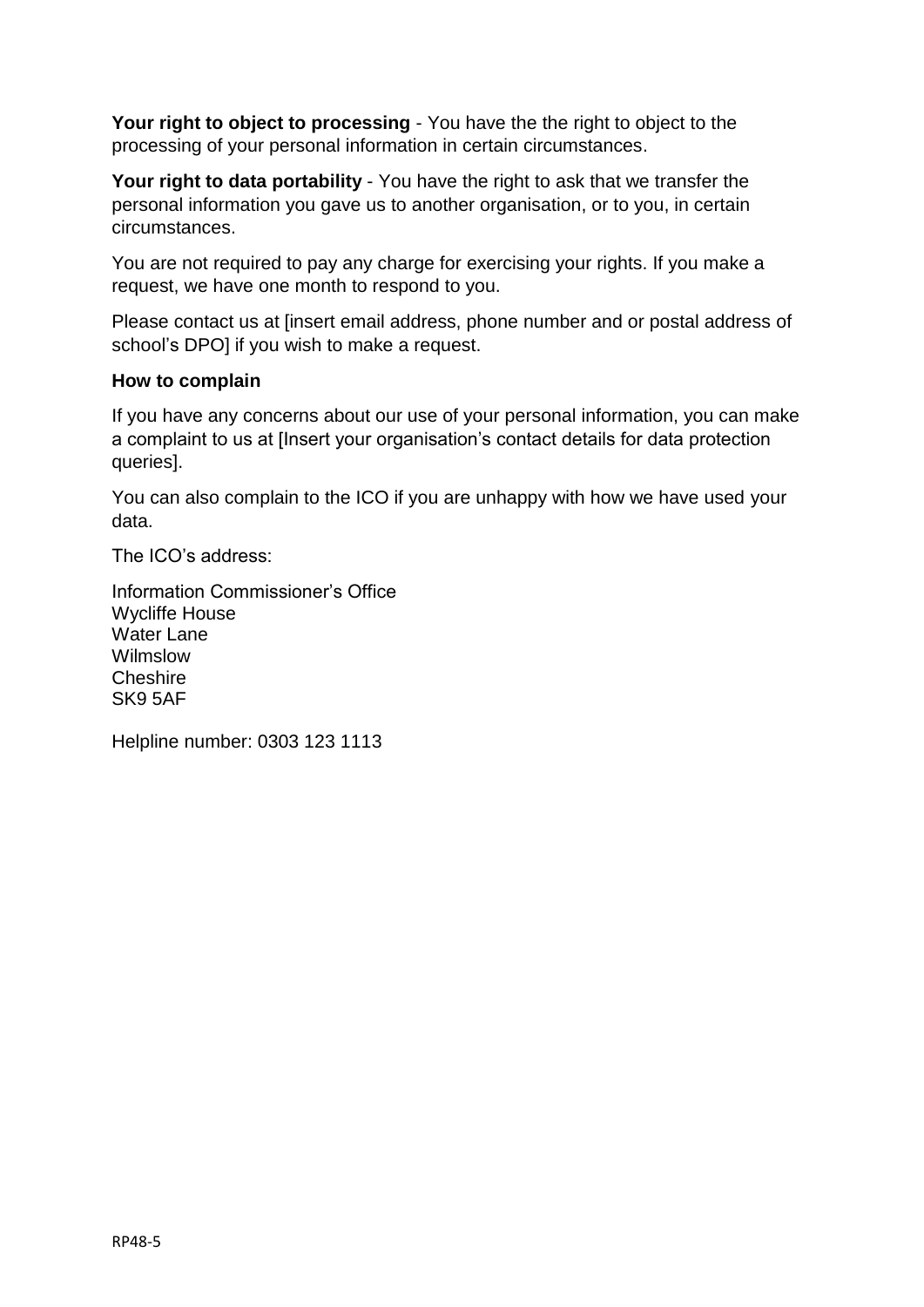**Your right to object to processing** - You have the the right to object to the processing of your personal information in certain circumstances.

**Your right to data portability** - You have the right to ask that we transfer the personal information you gave us to another organisation, or to you, in certain circumstances.

You are not required to pay any charge for exercising your rights. If you make a request, we have one month to respond to you.

Please contact us at [insert email address, phone number and or postal address of school's DPO] if you wish to make a request.

**How to complain**

If you have any concerns about our use of your personal information, you can make a complaint to us at [Insert your organisation's contact details for data protection queries].

You can also complain to the ICO if you are unhappy with how we have used your data.

The ICO's address:

Information Commissioner's Office
Wycliffe House
Water Lane
Wilmslow
Cheshire
SK9 5AF

Helpline number: 0303 123 1113

RP48-5